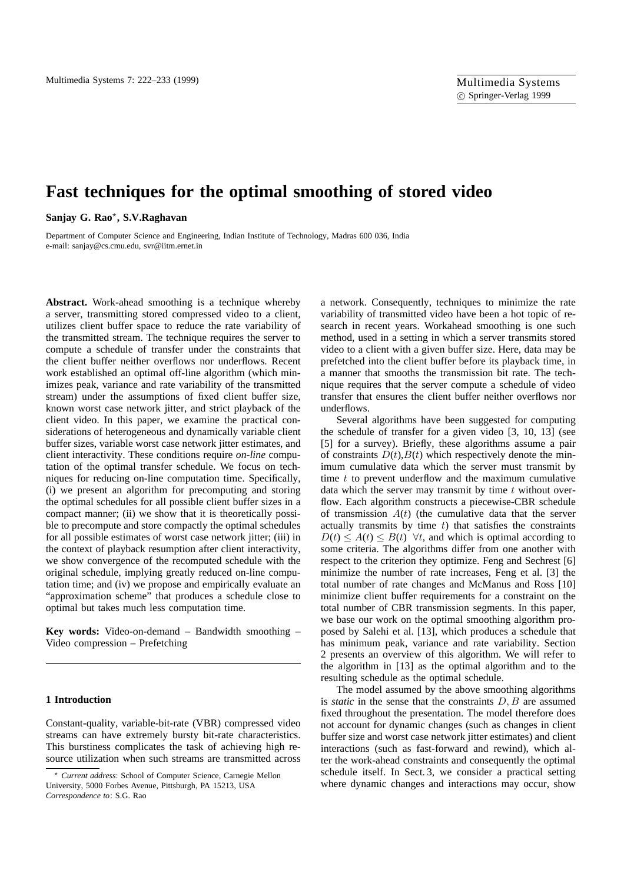# Fast techniques for the optimal smoothing of stored video

**Sanjay G. Rao***, **S.V.Raghavan**

Department of Computer Science and Engineering, Indian Institute of Technology, Madras 600 036, India
e-mail: sanjay@cs.cmu.edu, svr@iitm.ernet.in

**Abstract.** Work-ahead smoothing is a technique whereby a server, transmitting stored compressed video to a client, utilizes client buffer space to reduce the rate variability of the transmitted stream. The technique requires the server to compute a schedule of transfer under the constraints that the client buffer neither overflows nor underflows. Recent work established an optimal off-line algorithm (which minimizes peak, variance and rate variability of the transmitted stream) under the assumptions of fixed client buffer size, known worst case network jitter, and strict playback of the client video. In this paper, we examine the practical considerations of heterogeneous and dynamically variable client buffer sizes, variable worst case network jitter estimates, and client interactivity. These conditions require *on-line* computation of the optimal transfer schedule. We focus on techniques for reducing on-line computation time. Specifically, (i) we present an algorithm for precomputing and storing the optimal schedules for all possible client buffer sizes in a compact manner; (ii) we show that it is theoretically possible to precompute and store compactly the optimal schedules for all possible estimates of worst case network jitter; (iii) in the context of playback resumption after client interactivity, we show convergence of the recomputed schedule with the original schedule, implying greatly reduced on-line computation time; and (iv) we propose and empirically evaluate an "approximation scheme" that produces a schedule close to optimal but takes much less computation time.

**Key words:** Video-on-demand – Bandwidth smoothing – Video compression – Prefetching

## 1 Introduction

Constant-quality, variable-bit-rate (VBR) compressed video streams can have extremely bursty bit-rate characteristics. This burstiness complicates the task of achieving high resource utilization when such streams are transmitted across a network. Consequently, techniques to minimize the rate variability of transmitted video have been a hot topic of research in recent years. Workahead smoothing is one such method, used in a setting in which a server transmits stored video to a client with a given buffer size. Here, data may be prefetched into the client buffer before its playback time, in a manner that smooths the transmission bit rate. The technique requires that the server compute a schedule of video transfer that ensures the client buffer neither overflows nor underflows.

Several algorithms have been suggested for computing the schedule of transfer for a given video [3, 10, 13] (see [5] for a survey). Briefly, these algorithms assume a pair of constraints $D(t)$,$B(t)$ which respectively denote the minimum cumulative data which the server must transmit by time $t$ to prevent underflow and the maximum cumulative data which the server may transmit by time $t$ without overflow. Each algorithm constructs a piecewise-CBR schedule of transmission $A(t)$ (the cumulative data that the server actually transmits by time $t$) that satisfies the constraints $D(t) \leq A(t) \leq B(t) \;\; \forall t$, and which is optimal according to some criteria. The algorithms differ from one another with respect to the criterion they optimize. Feng and Sechrest [6] minimize the number of rate increases, Feng et al. [3] the total number of rate changes and McManus and Ross [10] minimize client buffer requirements for a constraint on the total number of CBR transmission segments. In this paper, we base our work on the optimal smoothing algorithm proposed by Salehi et al. [13], which produces a schedule that has minimum peak, variance and rate variability. Section 2 presents an overview of this algorithm. We will refer to the algorithm in [13] as the optimal algorithm and to the resulting schedule as the optimal schedule.

The model assumed by the above smoothing algorithms is *static* in the sense that the constraints $D, B$ are assumed fixed throughout the presentation. The model therefore does not account for dynamic changes (such as changes in client buffer size and worst case network jitter estimates) and client interactions (such as fast-forward and rewind), which alter the work-ahead constraints and consequently the optimal schedule itself. In Sect. 3, we consider a practical setting where dynamic changes and interactions may occur, show

* *Current address*: School of Computer Science, Carnegie Mellon University, 5000 Forbes Avenue, Pittsburgh, PA 15213, USA
*Correspondence to*: S.G. Rao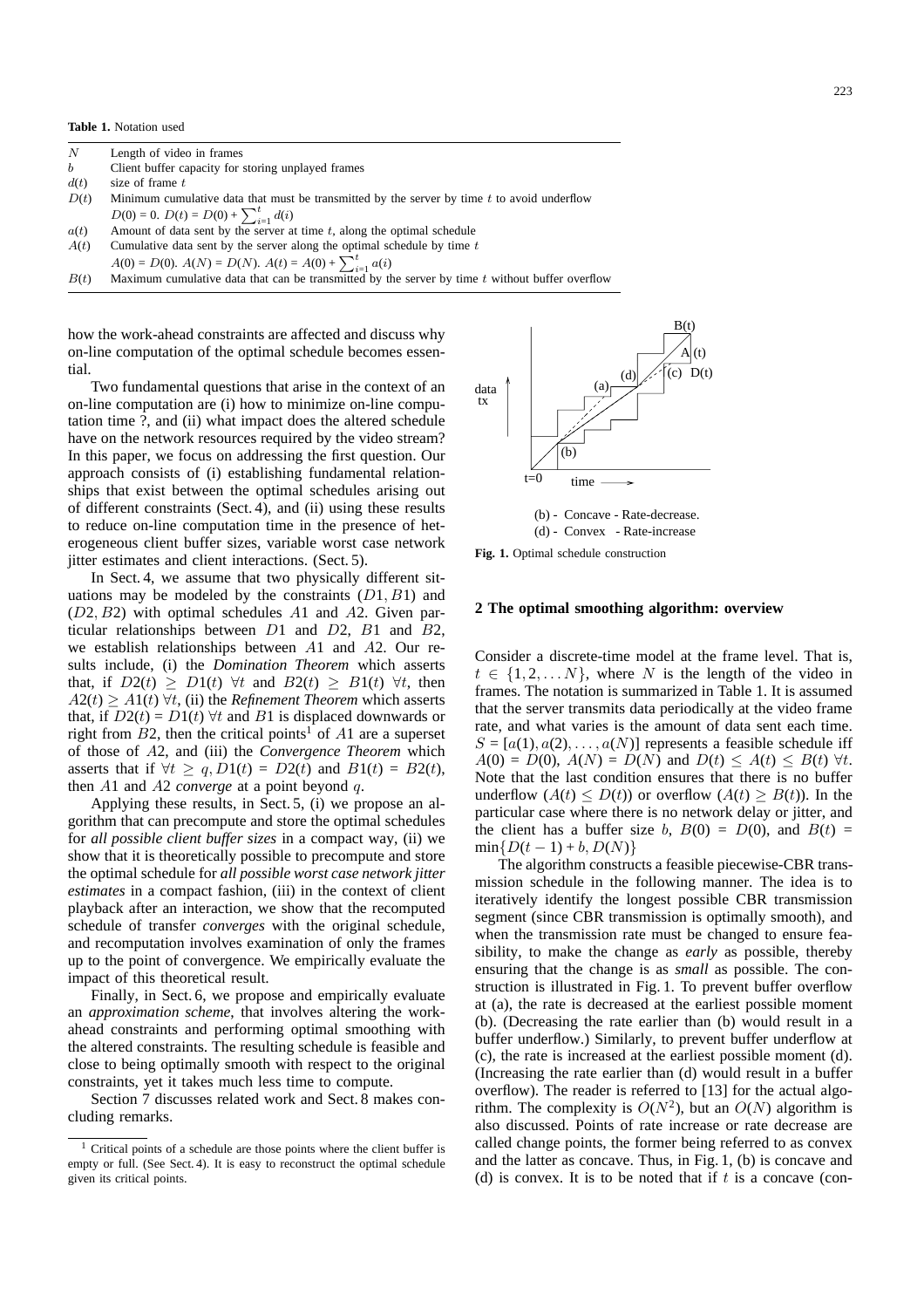**Table 1.** Notation used

| | |
|---|---|
| $N$ | Length of video in frames |
| $b$ | Client buffer capacity for storing unplayed frames |
| $d(t)$ | size of frame $t$ |
| $D(t)$ | Minimum cumulative data that must be transmitted by the server by time $t$ to avoid underflow $D(0) = 0$. $D(t) = D(0) + \sum_{i=1}^{t} d(i)$ |
| $a(t)$ | Amount of data sent by the server at time $t$, along the optimal schedule |
| $A(t)$ | Cumulative data sent by the server along the optimal schedule by time $t$ $A(0) = D(0)$. $A(N) = D(N)$. $A(t) = A(0) + \sum_{i=1}^{t} a(i)$ |
| $B(t)$ | Maximum cumulative data that can be transmitted by the server by time $t$ without buffer overflow |

how the work-ahead constraints are affected and discuss why on-line computation of the optimal schedule becomes essential.

Two fundamental questions that arise in the context of an on-line computation are (i) how to minimize on-line computation time ?, and (ii) what impact does the altered schedule have on the network resources required by the video stream? In this paper, we focus on addressing the first question. Our approach consists of (i) establishing fundamental relationships that exist between the optimal schedules arising out of different constraints (Sect. 4), and (ii) using these results to reduce on-line computation time in the presence of heterogeneous client buffer sizes, variable worst case network jitter estimates and client interactions. (Sect. 5).

In Sect. 4, we assume that two physically different situations may be modeled by the constraints $(D1, B1)$ and $(D2, B2)$ with optimal schedules $A1$ and $A2$. Given particular relationships between $D1$ and $D2$, $B1$ and $B2$, we establish relationships between $A1$ and $A2$. Our results include, (i) the *Domination Theorem* which asserts that, if $D2(t) \geq D1(t)$ $\forall t$ and $B2(t) \geq B1(t)$ $\forall t$, then $A2(t) \geq A1(t)$ $\forall t$, (ii) the *Refinement Theorem* which asserts that, if $D2(t) = D1(t)$ $\forall t$ and $B1$ is displaced downwards or right from $B2$, then the critical points[1] of $A1$ are a superset of those of $A2$, and (iii) the *Convergence Theorem* which asserts that if $\forall t \geq q, D1(t) = D2(t)$ and $B1(t) = B2(t)$, then $A1$ and $A2$ *converge* at a point beyond $q$.

Applying these results, in Sect. 5, (i) we propose an algorithm that can precompute and store the optimal schedules for *all possible client buffer sizes* in a compact way, (ii) we show that it is theoretically possible to precompute and store the optimal schedule for *all possible worst case network jitter estimates* in a compact fashion, (iii) in the context of client playback after an interaction, we show that the recomputed schedule of transfer *converges* with the original schedule, and recomputation involves examination of only the frames up to the point of convergence. We empirically evaluate the impact of this theoretical result.

Finally, in Sect. 6, we propose and empirically evaluate an *approximation scheme*, that involves altering the work-ahead constraints and performing optimal smoothing with the altered constraints. The resulting schedule is feasible and close to being optimally smooth with respect to the original constraints, yet it takes much less time to compute.

Section 7 discusses related work and Sect. 8 makes concluding remarks.

[1] Critical points of a schedule are those points where the client buffer is empty or full. (See Sect. 4). It is easy to reconstruct the optimal schedule given its critical points.

(b) - Concave - Rate-decrease.
(d) - Convex - Rate-increase

**Fig. 1.** Optimal schedule construction

## 2 The optimal smoothing algorithm: overview

Consider a discrete-time model at the frame level. That is, $t \in \{1, 2, \ldots N\}$, where $N$ is the length of the video in frames. The notation is summarized in Table 1. It is assumed that the server transmits data periodically at the video frame rate, and what varies is the amount of data sent each time. $S = [a(1), a(2), \ldots, a(N)]$ represents a feasible schedule iff $A(0) = D(0)$, $A(N) = D(N)$ and $D(t) \leq A(t) \leq B(t)$ $\forall t$. Note that the last condition ensures that there is no buffer underflow ($A(t) \leq D(t)$) or overflow ($A(t) \geq B(t)$). In the particular case where there is no network delay or jitter, and the client has a buffer size $b$, $B(0) = D(0)$, and $B(t) = \min\{D(t-1) + b, D(N)\}$

The algorithm constructs a feasible piecewise-CBR transmission schedule in the following manner. The idea is to iteratively identify the longest possible CBR transmission segment (since CBR transmission is optimally smooth), and when the transmission rate must be changed to ensure feasibility, to make the change as *early* as possible, thereby ensuring that the change is as *small* as possible. The construction is illustrated in Fig. 1. To prevent buffer overflow at (a), the rate is decreased at the earliest possible moment (b). (Decreasing the rate earlier than (b) would result in a buffer underflow.) Similarly, to prevent buffer underflow at (c), the rate is increased at the earliest possible moment (d). (Increasing the rate earlier than (d) would result in a buffer overflow). The reader is referred to [13] for the actual algorithm. The complexity is $O(N^2)$, but an $O(N)$ algorithm is also discussed. Points of rate increase or rate decrease are called change points, the former being referred to as convex and the latter as concave. Thus, in Fig. 1, (b) is concave and (d) is convex. It is to be noted that if $t$ is a concave (con-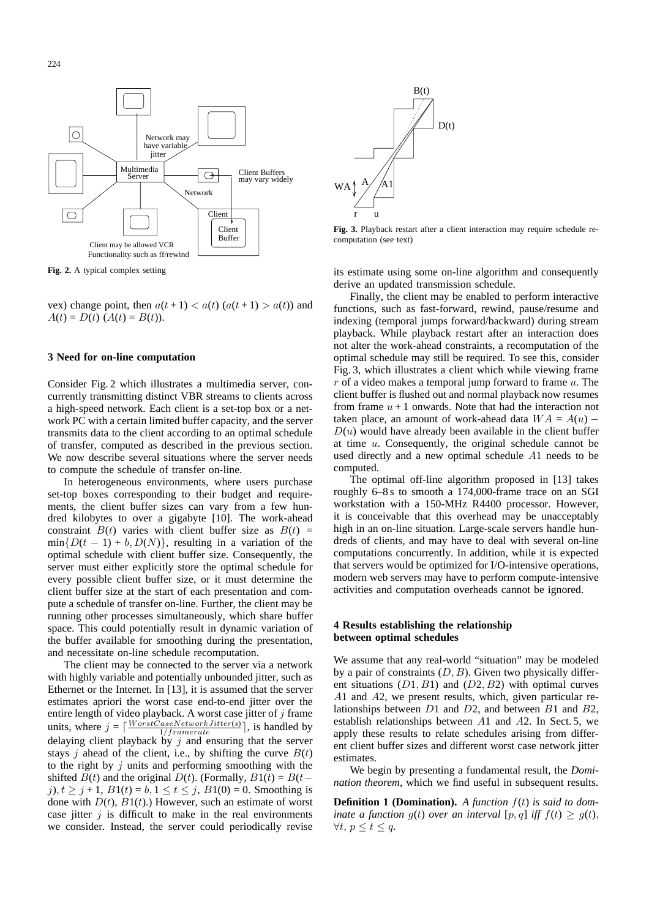Fig. 2. A typical complex setting

vex) change point, then $a(t+1) < a(t)$ ($a(t+1) > a(t)$) and $A(t) = D(t)$ ($A(t) = B(t)$).

## 3 Need for on-line computation

Consider Fig. 2 which illustrates a multimedia server, concurrently transmitting distinct VBR streams to clients across a high-speed network. Each client is a set-top box or a network PC with a certain limited buffer capacity, and the server transmits data to the client according to an optimal schedule of transfer, computed as described in the previous section. We now describe several situations where the server needs to compute the schedule of transfer on-line.

In heterogeneous environments, where users purchase set-top boxes corresponding to their budget and requirements, the client buffer sizes can vary from a few hundred kilobytes to over a gigabyte [10]. The work-ahead constraint $B(t)$ varies with client buffer size as $B(t) = \min\{D(t-1) + b, D(N)\}$, resulting in a variation of the optimal schedule with client buffer size. Consequently, the server must either explicitly store the optimal schedule for every possible client buffer size, or it must determine the client buffer size at the start of each presentation and compute a schedule of transfer on-line. Further, the client may be running other processes simultaneously, which share buffer space. This could potentially result in dynamic variation of the buffer available for smoothing during the presentation, and necessitate on-line schedule recomputation.

The client may be connected to the server via a network with highly variable and potentially unbounded jitter, such as Ethernet or the Internet. In [13], it is assumed that the server estimates apriori the worst case end-to-end jitter over the entire length of video playback. A worst case jitter of $j$ frame units, where $j = \lceil \frac{WorstCaseNetworkJitter(s)}{1/framerate} \rceil$, is handled by delaying client playback by $j$ and ensuring that the server stays $j$ ahead of the client, i.e., by shifting the curve $B(t)$ to the right by $j$ units and performing smoothing with the shifted $B(t)$ and the original $D(t)$. (Formally, $B1(t) = B(t-j), t \geq j+1$, $B1(t) = b, 1 \leq t \leq j$, $B1(0) = 0$. Smoothing is done with $D(t)$, $B1(t)$.) However, such an estimate of worst case jitter $j$ is difficult to make in the real environments we consider. Instead, the server could periodically revise its estimate using some on-line algorithm and consequently derive an updated transmission schedule.

Fig. 3. Playback restart after a client interaction may require schedule recomputation (see text)

Finally, the client may be enabled to perform interactive functions, such as fast-forward, rewind, pause/resume and indexing (temporal jumps forward/backward) during stream playback. While playback restart after an interaction does not alter the work-ahead constraints, a recomputation of the optimal schedule may still be required. To see this, consider Fig. 3, which illustrates a client which while viewing frame $r$ of a video makes a temporal jump forward to frame $u$. The client buffer is flushed out and normal playback now resumes from frame $u+1$ onwards. Note that had the interaction not taken place, an amount of work-ahead data $WA = A(u) - D(u)$ would have already been available in the client buffer at time $u$. Consequently, the original schedule cannot be used directly and a new optimal schedule $A1$ needs to be computed.

The optimal off-line algorithm proposed in [13] takes roughly 6–8 s to smooth a 174,000-frame trace on an SGI workstation with a 150-MHz R4400 processor. However, it is conceivable that this overhead may be unacceptably high in an on-line situation. Large-scale servers handle hundreds of clients, and may have to deal with several on-line computations concurrently. In addition, while it is expected that servers would be optimized for I/O-intensive operations, modern web servers may have to perform compute-intensive activities and computation overheads cannot be ignored.

## 4 Results establishing the relationship between optimal schedules

We assume that any real-world "situation" may be modeled by a pair of constraints $(D, B)$. Given two physically different situations $(D1, B1)$ and $(D2, B2)$ with optimal curves $A1$ and $A2$, we present results, which, given particular relationships between $D1$ and $D2$, and between $B1$ and $B2$, establish relationships between $A1$ and $A2$. In Sect. 5, we apply these results to relate schedules arising from different client buffer sizes and different worst case network jitter estimates.

We begin by presenting a fundamental result, the *Domination theorem*, which we find useful in subsequent results.

**Definition 1 (Domination).** *A function $f(t)$ is said to dominate a function $g(t)$ over an interval $[p, q]$ iff $f(t) \geq g(t)$, $\forall t, p \leq t \leq q$.*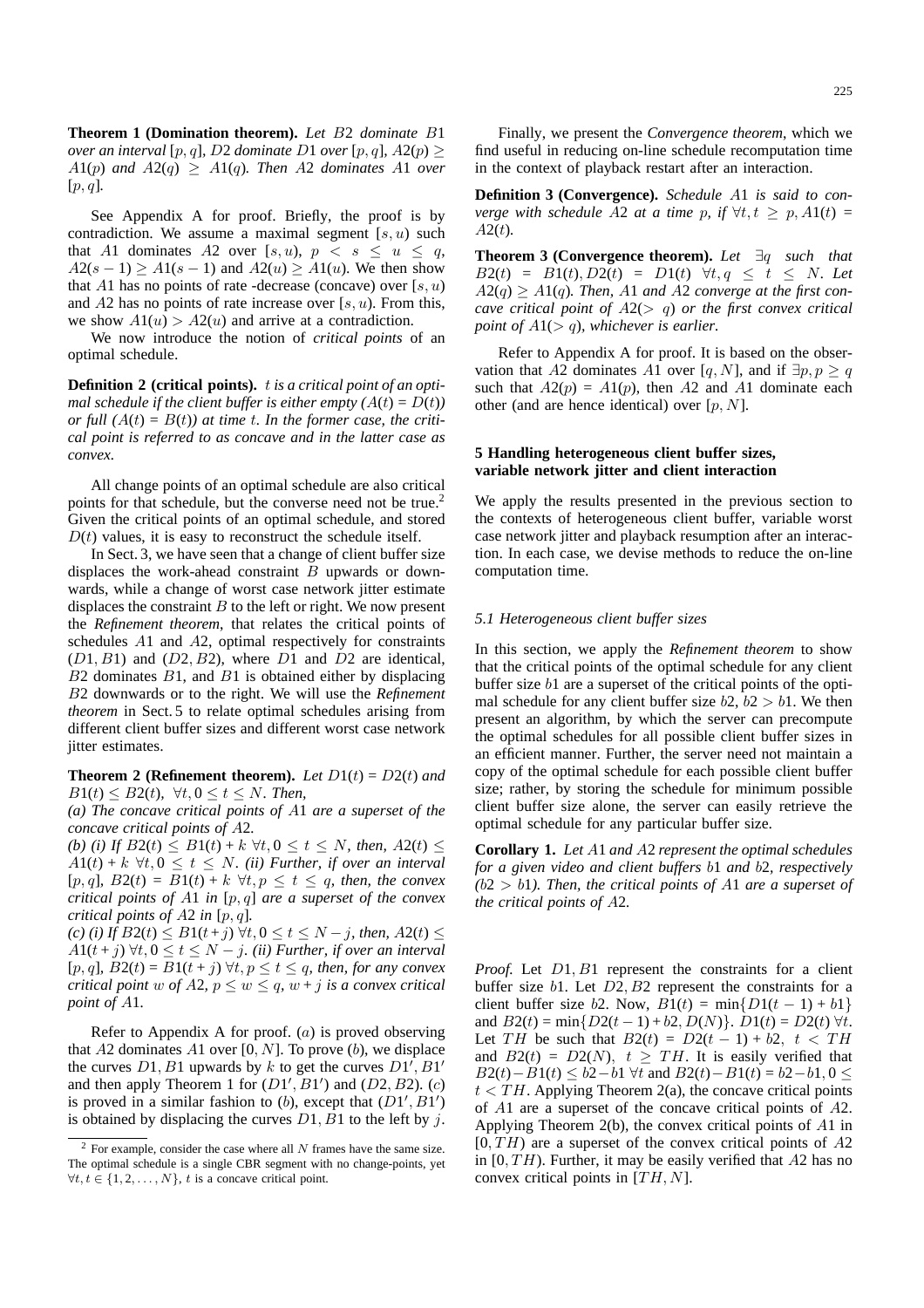**Theorem 1 (Domination theorem).** *Let $B2$ dominate $B1$ over an interval $[p, q]$, $D2$ dominate $D1$ over $[p, q]$, $A2(p) \geq A1(p)$ and $A2(q) \geq A1(q)$. Then $A2$ dominates $A1$ over $[p, q]$.*

See Appendix A for proof. Briefly, the proof is by contradiction. We assume a maximal segment $[s, u)$ such that $A1$ dominates $A2$ over $[s, u)$, $p < s \leq u \leq q$, $A2(s-1) \geq A1(s-1)$ and $A2(u) \geq A1(u)$. We then show that $A1$ has no points of rate -decrease (concave) over $[s, u)$ and $A2$ has no points of rate increase over $[s, u)$. From this, we show $A1(u) > A2(u)$ and arrive at a contradiction.

We now introduce the notion of *critical points* of an optimal schedule.

**Definition 2 (critical points).** *$t$ is a critical point of an optimal schedule if the client buffer is either empty ($A(t) = D(t)$) or full ($A(t) = B(t)$) at time $t$. In the former case, the critical point is referred to as concave and in the latter case as convex.*

All change points of an optimal schedule are also critical points for that schedule, but the converse need not be true.[2] Given the critical points of an optimal schedule, and stored $D(t)$ values, it is easy to reconstruct the schedule itself.

In Sect. 3, we have seen that a change of client buffer size displaces the work-ahead constraint $B$ upwards or downwards, while a change of worst case network jitter estimate displaces the constraint $B$ to the left or right. We now present the *Refinement theorem*, that relates the critical points of schedules $A1$ and $A2$, optimal respectively for constraints $(D1, B1)$ and $(D2, B2)$, where $D1$ and $D2$ are identical, $B2$ dominates $B1$, and $B1$ is obtained either by displacing $B2$ downwards or to the right. We will use the *Refinement theorem* in Sect. 5 to relate optimal schedules arising from different client buffer sizes and different worst case network jitter estimates.

**Theorem 2 (Refinement theorem).** *Let $D1(t) = D2(t)$ and $B1(t) \leq B2(t)$, $\forall t, 0 \leq t \leq N$. Then,*

*(a) The concave critical points of $A1$ are a superset of the concave critical points of $A2$.*

*(b) (i) If $B2(t) \leq B1(t) + k\ \forall t, 0 \leq t \leq N$, then, $A2(t) \leq A1(t) + k\ \forall t, 0 \leq t \leq N$. (ii) Further, if over an interval $[p, q]$, $B2(t) = B1(t) + k\ \forall t, p \leq t \leq q$, then, the convex critical points of $A1$ in $[p, q]$ are a superset of the convex critical points of $A2$ in $[p, q]$.*

*(c) (i) If $B2(t) \leq B1(t + j)\ \forall t, 0 \leq t \leq N - j$, then, $A2(t) \leq A1(t + j)\ \forall t, 0 \leq t \leq N - j$. (ii) Further, if over an interval $[p, q]$, $B2(t) = B1(t + j)\ \forall t, p \leq t \leq q$, then, for any convex critical point $w$ of $A2$, $p \leq w \leq q$, $w + j$ is a convex critical point of $A1$.*

Refer to Appendix A for proof. $(a)$ is proved observing that $A2$ dominates $A1$ over $[0, N]$. To prove $(b)$, we displace the curves $D1, B1$ upwards by $k$ to get the curves $D1', B1'$ and then apply Theorem 1 for $(D1', B1')$ and $(D2, B2)$. $(c)$ is proved in a similar fashion to $(b)$, except that $(D1', B1')$ is obtained by displacing the curves $D1, B1$ to the left by $j$.

[2] For example, consider the case where all $N$ frames have the same size. The optimal schedule is a single CBR segment with no change-points, yet $\forall t, t \in \{1, 2, \ldots, N\}$, $t$ is a concave critical point.

Finally, we present the *Convergence theorem*, which we find useful in reducing on-line schedule recomputation time in the context of playback restart after an interaction.

**Definition 3 (Convergence).** *Schedule $A1$ is said to converge with schedule $A2$ at a time $p$, if $\forall t, t \geq p, A1(t) = A2(t)$.*

**Theorem 3 (Convergence theorem).** *Let $\exists q$ such that $B2(t) = B1(t), D2(t) = D1(t)\ \forall t, q \leq t \leq N$. Let $A2(q) \geq A1(q)$. Then, $A1$ and $A2$ converge at the first concave critical point of $A2 (> q)$ or the first convex critical point of $A1 (> q)$, whichever is earlier.*

Refer to Appendix A for proof. It is based on the observation that $A2$ dominates $A1$ over $[q, N]$, and if $\exists p, p \geq q$ such that $A2(p) = A1(p)$, then $A2$ and $A1$ dominate each other (and are hence identical) over $[p, N]$.

## 5 Handling heterogeneous client buffer sizes, variable network jitter and client interaction

We apply the results presented in the previous section to the contexts of heterogeneous client buffer, variable worst case network jitter and playback resumption after an interaction. In each case, we devise methods to reduce the on-line computation time.

### 5.1 Heterogeneous client buffer sizes

In this section, we apply the *Refinement theorem* to show that the critical points of the optimal schedule for any client buffer size $b1$ are a superset of the critical points of the optimal schedule for any client buffer size $b2$, $b2 > b1$. We then present an algorithm, by which the server can precompute the optimal schedules for all possible client buffer sizes in an efficient manner. Further, the server need not maintain a copy of the optimal schedule for each possible client buffer size; rather, by storing the schedule for minimum possible client buffer size alone, the server can easily retrieve the optimal schedule for any particular buffer size.

**Corollary 1.** *Let $A1$ and $A2$ represent the optimal schedules for a given video and client buffers $b1$ and $b2$, respectively ($b2 > b1$). Then, the critical points of $A1$ are a superset of the critical points of $A2$.*

*Proof.* Let $D1, B1$ represent the constraints for a client buffer size $b1$. Let $D2, B2$ represent the constraints for a client buffer size $b2$. Now, $B1(t) = \min\{D1(t-1) + b1\}$ and $B2(t) = \min\{D2(t-1) + b2, D(N)\}$. $D1(t) = D2(t)\ \forall t$. Let $TH$ be such that $B2(t) = D2(t-1) + b2,\ t < TH$ and $B2(t) = D2(N),\ t \geq TH$. It is easily verified that $B2(t) - B1(t) \leq b2 - b1\ \forall t$ and $B2(t) - B1(t) = b2 - b1, 0 \leq t < TH$. Applying Theorem 2(a), the concave critical points of $A1$ are a superset of the concave critical points of $A2$. Applying Theorem 2(b), the convex critical points of $A1$ in $[0, TH)$ are a superset of the convex critical points of $A2$ in $[0, TH)$. Further, it may be easily verified that $A2$ has no convex critical points in $[TH, N]$.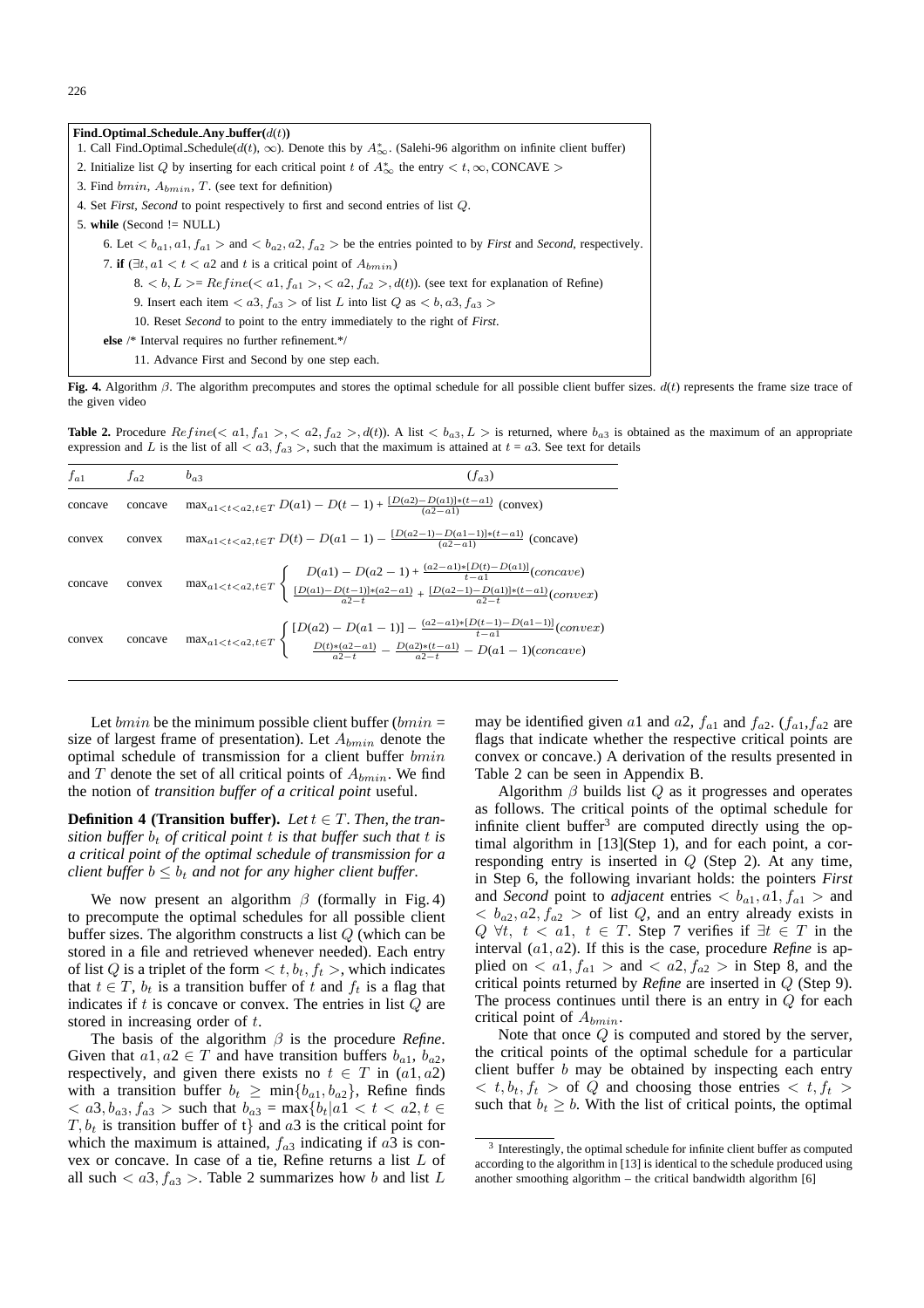**Find_Optimal_Schedule_Any_buffer($d(t)$)**

1. Call Find_Optimal_Schedule($d(t)$, $\infty$). Denote this by $A^*_\infty$. (Salehi-96 algorithm on infinite client buffer)
2. Initialize list $Q$ by inserting for each critical point $t$ of $A^*_\infty$ the entry $< t, \infty, \text{CONCAVE} >$
3. Find $bmin$, $A_{bmin}$, $T$. (see text for definition)
4. Set *First*, *Second* to point respectively to first and second entries of list $Q$.
5. **while** (Second != NULL)
    6. Let $< b_{a1}, a1, f_{a1} >$ and $< b_{a2}, a2, f_{a2} >$ be the entries pointed to by *First* and *Second*, respectively.
    7. **if** ($\exists t, a1 < t < a2$ and $t$ is a critical point of $A_{bmin}$)
        8. $< b, L > = Refine(< a1, f_{a1} >, < a2, f_{a2} >, d(t))$. (see text for explanation of Refine)
        9. Insert each item $< a3, f_{a3} >$ of list $L$ into list $Q$ as $< b, a3, f_{a3} >$
        10. Reset *Second* to point to the entry immediately to the right of *First*.
    
    **else** /* Interval requires no further refinement.*/
        11. Advance First and Second by one step each.

**Fig. 4.** Algorithm $\beta$. The algorithm precomputes and stores the optimal schedule for all possible client buffer sizes. $d(t)$ represents the frame size trace of the given video

**Table 2.** Procedure $Refine(< a1, f_{a1} >, < a2, f_{a2} >, d(t))$. A list $< b_{a3}, L >$ is returned, where $b_{a3}$ is obtained as the maximum of an appropriate expression and $L$ is the list of all $< a3, f_{a3} >$, such that the maximum is attained at $t = a3$. See text for details

| $f_{a1}$ | $f_{a2}$ | $b_{a3}$ ($f_{a3}$) |
|---|---|---|
| concave | concave | $\max_{a1<t<a2, t\in T} D(a1) - D(t-1) + \frac{[D(a2)-D(a1)]*(t-a1)}{(a2-a1)}$ (convex) |
| convex | convex | $\max_{a1<t<a2, t\in T} D(t) - D(a1-1) - \frac{[D(a2-1)-D(a1-1)]*(t-a1)}{(a2-a1)}$ (concave) |
| concave | convex | $\max_{a1<t<a2, t\in T} \begin{cases} D(a1) - D(a2-1) + \frac{(a2-a1)*[D(t)-D(a1)]}{t-a1} (concave) \\ \frac{[D(a1)-D(t-1)]*(a2-a1)}{a2-t} + \frac{[D(a2-1)-D(a1)]*(t-a1)}{a2-t} (convex) \end{cases}$ |
| convex | concave | $\max_{a1<t<a2, t\in T} \begin{cases} [D(a2) - D(a1-1)] - \frac{(a2-a1)*[D(t-1)-D(a1-1)]}{t-a1} (convex) \\ \frac{D(t)*(a2-a1)}{a2-t} - \frac{D(a2)*(t-a1)}{a2-t} - D(a1-1) (concave) \end{cases}$ |

Let $bmin$ be the minimum possible client buffer ($bmin$ = size of largest frame of presentation). Let $A_{bmin}$ denote the optimal schedule of transmission for a client buffer $bmin$ and $T$ denote the set of all critical points of $A_{bmin}$. We find the notion of *transition buffer of a critical point* useful.

**Definition 4 (Transition buffer).** *Let $t \in T$. Then, the transition buffer $b_t$ of critical point $t$ is that buffer such that $t$ is a critical point of the optimal schedule of transmission for a client buffer $b \le b_t$ and not for any higher client buffer.*

We now present an algorithm $\beta$ (formally in Fig. 4) to precompute the optimal schedules for all possible client buffer sizes. The algorithm constructs a list $Q$ (which can be stored in a file and retrieved whenever needed). Each entry of list $Q$ is a triplet of the form $< t, b_t, f_t >$, which indicates that $t \in T$, $b_t$ is a transition buffer of $t$ and $f_t$ is a flag that indicates if $t$ is concave or convex. The entries in list $Q$ are stored in increasing order of $t$.

The basis of the algorithm $\beta$ is the procedure *Refine*. Given that $a1, a2 \in T$ and have transition buffers $b_{a1}$, $b_{a2}$, respectively, and given there exists no $t \in T$ in $(a1, a2)$ with a transition buffer $b_t \ge \min\{b_{a1}, b_{a2}\}$, Refine finds $< a3, b_{a3}, f_{a3} >$ such that $b_{a3} = \max\{b_t | a1 < t < a2, t \in T, b_t$ is transition buffer of t$\}$ and $a3$ is the critical point for which the maximum is attained, $f_{a3}$ indicating if $a3$ is convex or concave. In case of a tie, Refine returns a list $L$ of all such $< a3, f_{a3} >$. Table 2 summarizes how $b$ and list $L$ may be identified given $a1$ and $a2$, $f_{a1}$ and $f_{a2}$. ($f_{a1}$,$f_{a2}$ are flags that indicate whether the respective critical points are convex or concave.) A derivation of the results presented in Table 2 can be seen in Appendix B.

Algorithm $\beta$ builds list $Q$ as it progresses and operates as follows. The critical points of the optimal schedule for infinite client buffer[3] are computed directly using the optimal algorithm in [13](Step 1), and for each point, a corresponding entry is inserted in $Q$ (Step 2). At any time, in Step 6, the following invariant holds: the pointers *First* and *Second* point to *adjacent* entries $< b_{a1}, a1, f_{a1} >$ and $< b_{a2}, a2, f_{a2} >$ of list $Q$, and an entry already exists in $Q$ $\forall t,\ t < a1,\ t \in T$. Step 7 verifies if $\exists t \in T$ in the interval $(a1, a2)$. If this is the case, procedure *Refine* is applied on $< a1, f_{a1} >$ and $< a2, f_{a2} >$ in Step 8, and the critical points returned by *Refine* are inserted in $Q$ (Step 9). The process continues until there is an entry in $Q$ for each critical point of $A_{bmin}$.

Note that once $Q$ is computed and stored by the server, the critical points of the optimal schedule for a particular client buffer $b$ may be obtained by inspecting each entry $< t, b_t, f_t >$ of $Q$ and choosing those entries $< t, f_t >$ such that $b_t \ge b$. With the list of critical points, the optimal

[3] Interestingly, the optimal schedule for infinite client buffer as computed according to the algorithm in [13] is identical to the schedule produced using another smoothing algorithm – the critical bandwidth algorithm [6]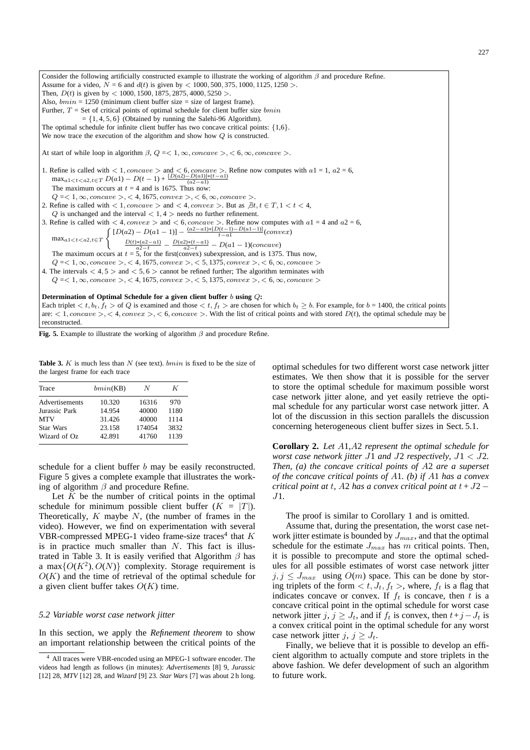Consider the following artificially constructed example to illustrate the working of algorithm $\beta$ and procedure Refine.
Assume for a video, $N = 6$ and $d(t)$ is given by $< 1000, 500, 375, 1000, 1125, 1250 >$.
Then, $D(t)$ is given by $< 1000, 1500, 1875, 2875, 4000, 5250 >$.
Also, $bmin$ = 1250 (minimum client buffer size = size of largest frame).
Further, $T$ = Set of critical points of optimal schedule for client buffer size $bmin$
$= \{1, 4, 5, 6\}$ (Obtained by running the Salehi-96 Algorithm).
The optimal schedule for infinite client buffer has two concave critical points: $\{1,6\}$.
We now trace the execution of the algorithm and show how $Q$ is constructed.

At start of while loop in algorithm $\beta$, $Q =< 1, \infty, concave >, < 6, \infty, concave >$.

1. Refine is called with $< 1, concave >$ and $< 6, concave >$. Refine now computes with $a1$ = 1, $a2$ = 6,
$\max_{a1<t<a2, t \in T} D(a1) - D(t-1) + \frac{[D(a2)-D(a1)]*(t-a1)}{(a2-a1)}$
The maximum occurs at $t$ = 4 and is 1675. Thus now:
$Q =< 1, \infty, concave >, < 4, 1675, convex >, < 6, \infty, concave >$.
2. Refine is called with $< 1, concave >$ and $< 4, convex >$. But as $\nexists t, t \in T, 1 < t < 4$,
$Q$ is unchanged and the interval $< 1, 4 >$ needs no further refinement.
3. Refine is called with $< 4, convex >$ and $< 6, concave >$. Refine now computes with $a1$ = 4 and $a2$ = 6,
$$\max_{a1<t<a2, t \in T} \begin{cases} [D(a2) - D(a1-1)] - \frac{(a2-a1)*[D(t-1)-D(a1-1)]}{t-a1} (convex) \\ \frac{D(t)*(a2-a1)}{a2-t} - \frac{D(a2)*(t-a1)}{a2-t} - D(a1-1)(concave) \end{cases}$$
The maximum occurs at $t$ = 5, for the first(convex) subexpression, and is 1375. Thus now,
$Q =< 1, \infty, concave >, < 4, 1675, convex >, < 5, 1375, convex >, < 6, \infty, concave >$
4. The intervals $< 4, 5 >$ and $< 5, 6 >$ cannot be refined further; The algorithm terminates with
$Q =< 1, \infty, concave >, < 4, 1675, convex >, < 5, 1375, convex >, < 6, \infty, concave >$

**Determination of Optimal Schedule for a given client buffer $b$ using $Q$:**
Each triplet $< t, b_t, f_t >$ of $Q$ is examined and those $< t, f_t >$ are chosen for which $b_t \geq b$. For example, for $b$ = 1400, the critical points are: $< 1, concave >, < 4, convex >, < 6, concave >$. With the list of critical points and with stored $D(t)$, the optimal schedule may be reconstructed.

**Fig. 5.** Example to illustrate the working of algorithm $\beta$ and procedure Refine.

schedule for a client buffer $b$ may be easily reconstructed. Figure 5 gives a complete example that illustrates the working of algorithm $\beta$ and procedure Refine.

Let $K$ be the number of critical points in the optimal schedule for minimum possible client buffer ($K = |T|$). Theoretically, $K$ maybe $N$, (the number of frames in the video). However, we find on experimentation with several VBR-compressed MPEG-1 video frame-size traces[4] that $K$ is in practice much smaller than $N$. This fact is illustrated in Table 3. It is easily verified that Algorithm $\beta$ has a $\max\{O(K^2), O(N)\}$ complexity. Storage requirement is $O(K)$ and the time of retrieval of the optimal schedule for a given client buffer takes $O(K)$ time.

**Table 3.** $K$ is much less than $N$ (see text). $bmin$ is fixed to be the size of the largest frame for each trace

| Trace | $bmin$(KB) | $N$ | $K$ |
|---|---|---|---|
| Advertisements | 10.320 | 16316 | 970 |
| Jurassic Park | 14.954 | 40000 | 1180 |
| MTV | 31.426 | 40000 | 1114 |
| Star Wars | 23.158 | 174054 | 3832 |
| Wizard of Oz | 42.891 | 41760 | 1139 |

### 5.2 Variable worst case network jitter

In this section, we apply the *Refinement theorem* to show an important relationship between the critical points of the optimal schedules for two different worst case network jitter estimates. We then show that it is possible for the server to store the optimal schedule for maximum possible worst case network jitter alone, and yet easily retrieve the optimal schedule for any particular worst case network jitter. A lot of the discussion in this section parallels the discussion concerning heterogeneous client buffer sizes in Sect. 5.1.

**Corollary 2.** *Let $A1$,$A2$ represent the optimal schedule for worst case network jitter $J1$ and $J2$ respectively, $J1 < J2$. Then, (a) the concave critical points of $A2$ are a superset of the concave critical points of $A1$. (b) if $A1$ has a convex critical point at $t$, $A2$ has a convex critical point at $t + J2 - J1$.*

The proof is similar to Corollary 1 and is omitted.

Assume that, during the presentation, the worst case network jitter estimate is bounded by $J_{max}$, and that the optimal schedule for the estimate $J_{max}$ has $m$ critical points. Then, it is possible to precompute and store the optimal schedules for all possible estimates of worst case network jitter $j, j \leq J_{max}$ using $O(m)$ space. This can be done by storing triplets of the form $< t, J_t, f_t >$, where, $f_t$ is a flag that indicates concave or convex. If $f_t$ is concave, then $t$ is a concave critical point in the optimal schedule for worst case network jitter $j$, $j \geq J_t$, and if $f_t$ is convex, then $t + j - J_t$ is a convex critical point in the optimal schedule for any worst case network jitter $j$, $j \geq J_t$.

Finally, we believe that it is possible to develop an efficient algorithm to actually compute and store triplets in the above fashion. We defer development of such an algorithm to future work.

[4] All traces were VBR-encoded using an MPEG-1 software encoder. The videos had length as follows (in minutes): *Advertisements* [8] 9, *Jurassic* [12] 28, *MTV* [12] 28, and *Wizard* [9] 23. *Star Wars* [7] was about 2 h long.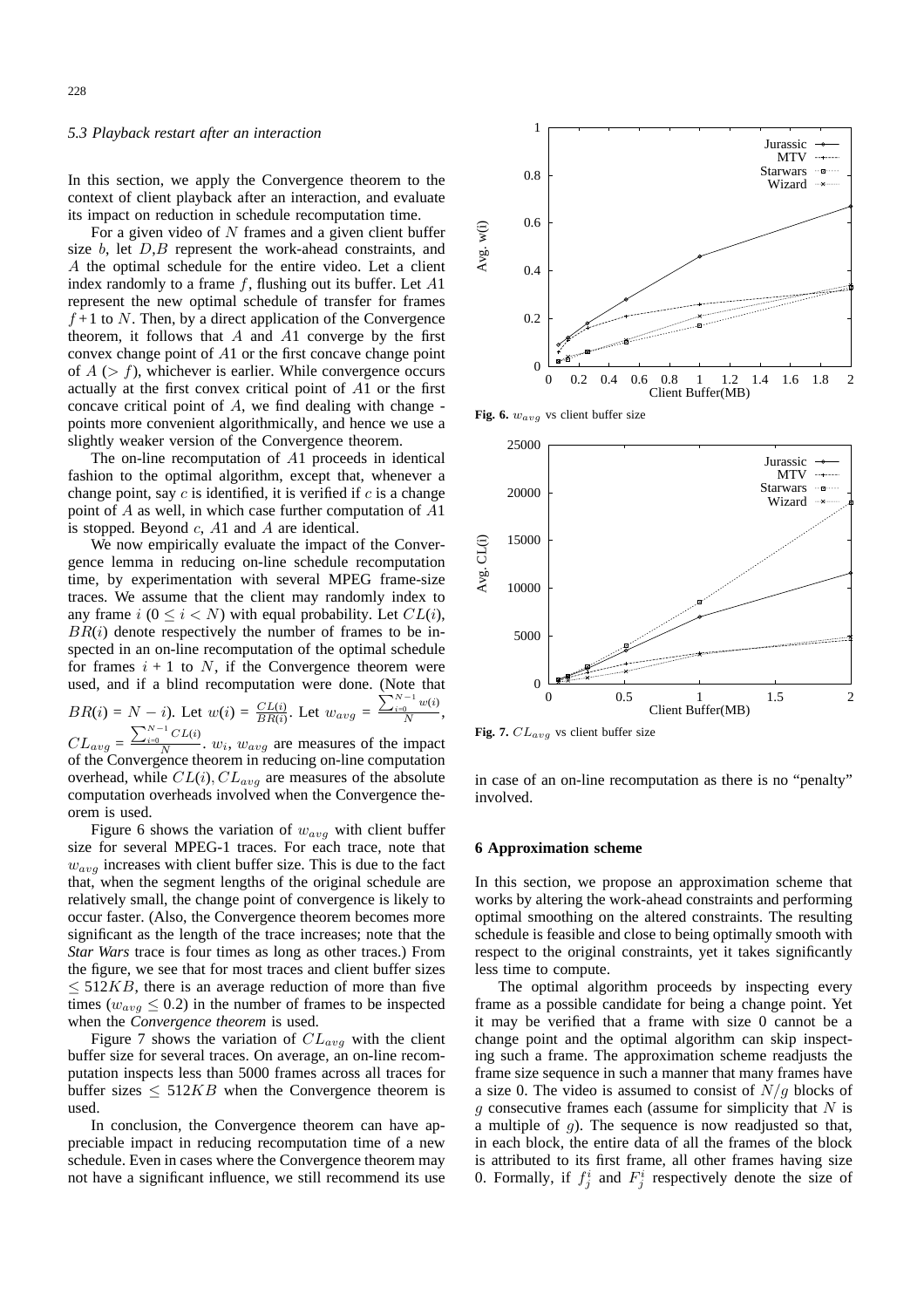### 5.3 Playback restart after an interaction

In this section, we apply the Convergence theorem to the context of client playback after an interaction, and evaluate its impact on reduction in schedule recomputation time.

For a given video of $N$ frames and a given client buffer size $b$, let $D$,$B$ represent the work-ahead constraints, and $A$ the optimal schedule for the entire video. Let a client index randomly to a frame $f$, flushing out its buffer. Let $A1$ represent the new optimal schedule of transfer for frames $f+1$ to $N$. Then, by a direct application of the Convergence theorem, it follows that $A$ and $A1$ converge by the first convex change point of $A1$ or the first concave change point of $A$ ($> f$), whichever is earlier. While convergence occurs actually at the first convex critical point of $A1$ or the first concave critical point of $A$, we find dealing with change - points more convenient algorithmically, and hence we use a slightly weaker version of the Convergence theorem.

The on-line recomputation of $A1$ proceeds in identical fashion to the optimal algorithm, except that, whenever a change point, say $c$ is identified, it is verified if $c$ is a change point of $A$ as well, in which case further computation of $A1$ is stopped. Beyond $c$, $A1$ and $A$ are identical.

We now empirically evaluate the impact of the Convergence lemma in reducing on-line schedule recomputation time, by experimentation with several MPEG frame-size traces. We assume that the client may randomly index to any frame $i$ ($0 \leq i < N$) with equal probability. Let $CL(i)$, $BR(i)$ denote respectively the number of frames to be inspected in an on-line recomputation of the optimal schedule for frames $i+1$ to $N$, if the Convergence theorem were used, and if a blind recomputation were done. (Note that $BR(i) = N - i$). Let $w(i) = \frac{CL(i)}{BR(i)}$. Let $w_{avg} = \frac{\sum_{i=0}^{N-1} w(i)}{N}$, $CL_{avg} = \frac{\sum_{i=0}^{N-1} CL(i)}{N}$. $w_i$, $w_{avg}$ are measures of the impact of the Convergence theorem in reducing on-line computation overhead, while $CL(i), CL_{avg}$ are measures of the absolute computation overheads involved when the Convergence theorem is used.

Figure 6 shows the variation of $w_{avg}$ with client buffer size for several MPEG-1 traces. For each trace, note that $w_{avg}$ increases with client buffer size. This is due to the fact that, when the segment lengths of the original schedule are relatively small, the change point of convergence is likely to occur faster. (Also, the Convergence theorem becomes more significant as the length of the trace increases; note that the *Star Wars* trace is four times as long as other traces.) From the figure, we see that for most traces and client buffer sizes $\leq 512KB$, there is an average reduction of more than five times ($w_{avg} \leq 0.2$) in the number of frames to be inspected when the *Convergence theorem* is used.

Figure 7 shows the variation of $CL_{avg}$ with the client buffer size for several traces. On average, an on-line recomputation inspects less than 5000 frames across all traces for buffer sizes $\leq 512KB$ when the Convergence theorem is used.

In conclusion, the Convergence theorem can have appreciable impact in reducing recomputation time of a new schedule. Even in cases where the Convergence theorem may not have a significant influence, we still recommend its use in case of an on-line recomputation as there is no "penalty" involved.

**Fig. 6.** $w_{avg}$ vs client buffer size

**Fig. 7.** $CL_{avg}$ vs client buffer size

## 6 Approximation scheme

In this section, we propose an approximation scheme that works by altering the work-ahead constraints and performing optimal smoothing on the altered constraints. The resulting schedule is feasible and close to being optimally smooth with respect to the original constraints, yet it takes significantly less time to compute.

The optimal algorithm proceeds by inspecting every frame as a possible candidate for being a change point. Yet it may be verified that a frame with size 0 cannot be a change point and the optimal algorithm can skip inspecting such a frame. The approximation scheme readjusts the frame size sequence in such a manner that many frames have a size 0. The video is assumed to consist of $N/g$ blocks of $g$ consecutive frames each (assume for simplicity that $N$ is a multiple of $g$). The sequence is now readjusted so that, in each block, the entire data of all the frames of the block is attributed to its first frame, all other frames having size 0. Formally, if $f^i_j$ and $F^i_j$ respectively denote the size of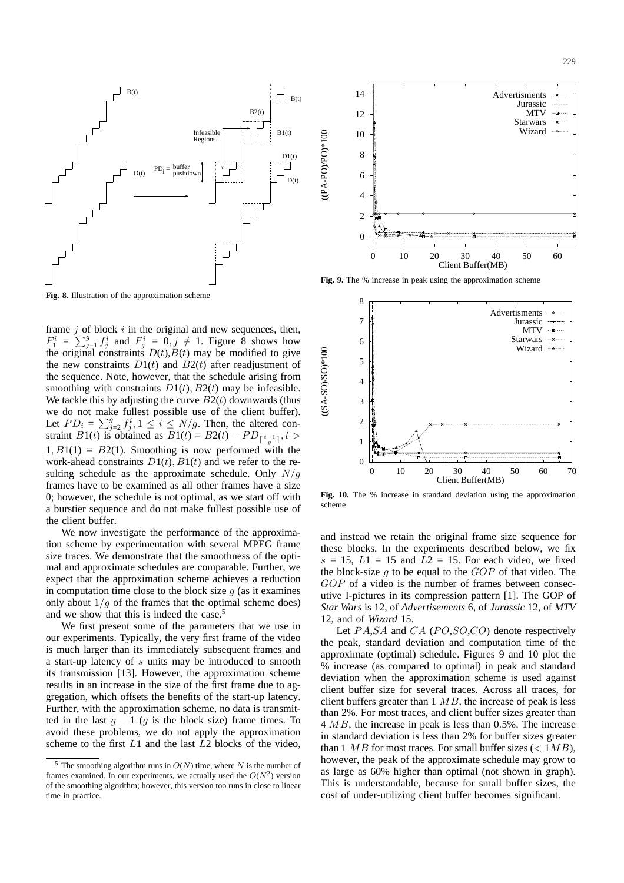Fig. 8. Illustration of the approximation scheme

Fig. 9. The % increase in peak using the approximation scheme

Fig. 10. The % increase in standard deviation using the approximation scheme

frame $j$ of block $i$ in the original and new sequences, then, $F_1^i = \sum_{j=1}^{g} f_j^i$ and $F_j^i = 0, j \neq 1$. Figure 8 shows how the original constraints $D(t)$,$B(t)$ may be modified to give the new constraints $D1(t)$ and $B2(t)$ after readjustment of the sequence. Note, however, that the schedule arising from smoothing with constraints $D1(t), B2(t)$ may be infeasible. We tackle this by adjusting the curve $B2(t)$ downwards (thus we do not make fullest possible use of the client buffer). Let $PD_i = \sum_{j=2}^{g} f_j^i, 1 \leq i \leq N/g$. Then, the altered constraint $B1(t)$ is obtained as $B1(t) = B2(t) - PD_{\lceil \frac{t-1}{g} \rceil}, t > 1, B1(1) = B2(1)$. Smoothing is now performed with the work-ahead constraints $D1(t), B1(t)$ and we refer to the resulting schedule as the approximate schedule. Only $N/g$ frames have to be examined as all other frames have a size 0; however, the schedule is not optimal, as we start off with a burstier sequence and do not make fullest possible use of the client buffer.

We now investigate the performance of the approximation scheme by experimentation with several MPEG frame size traces. We demonstrate that the smoothness of the optimal and approximate schedules are comparable. Further, we expect that the approximation scheme achieves a reduction in computation time close to the block size $g$ (as it examines only about $1/g$ of the frames that the optimal scheme does) and we show that this is indeed the case.[5]

We first present some of the parameters that we use in our experiments. Typically, the very first frame of the video is much larger than its immediately subsequent frames and a start-up latency of $s$ units may be introduced to smooth its transmission [13]. However, the approximation scheme results in an increase in the size of the first frame due to aggregation, which offsets the benefits of the start-up latency. Further, with the approximation scheme, no data is transmitted in the last $g - 1$ ($g$ is the block size) frame times. To avoid these problems, we do not apply the approximation scheme to the first $L1$ and the last $L2$ blocks of the video, and instead we retain the original frame size sequence for these blocks. In the experiments described below, we fix $s = 15$, $L1 = 15$ and $L2 = 15$. For each video, we fixed the block-size $g$ to be equal to the $GOP$ of that video. The $GOP$ of a video is the number of frames between consecutive I-pictures in its compression pattern [1]. The GOP of *Star Wars* is 12, of *Advertisements* 6, of *Jurassic* 12, of *MTV* 12, and of *Wizard* 15.

Let $PA$,$SA$ and $CA$ ($PO$,$SO$,$CO$) denote respectively the peak, standard deviation and computation time of the approximate (optimal) schedule. Figures 9 and 10 plot the % increase (as compared to optimal) in peak and standard deviation when the approximation scheme is used against client buffer size for several traces. Across all traces, for client buffers greater than 1 $MB$, the increase of peak is less than 2%. For most traces, and client buffer sizes greater than 4 $MB$, the increase in peak is less than 0.5%. The increase in standard deviation is less than 2% for buffer sizes greater than 1 $MB$ for most traces. For small buffer sizes ($< 1MB$), however, the peak of the approximate schedule may grow to as large as 60% higher than optimal (not shown in graph). This is understandable, because for small buffer sizes, the cost of under-utilizing client buffer becomes significant.

[5] The smoothing algorithm runs in $O(N)$ time, where $N$ is the number of frames examined. In our experiments, we actually used the $O(N^2)$ version of the smoothing algorithm; however, this version too runs in close to linear time in practice.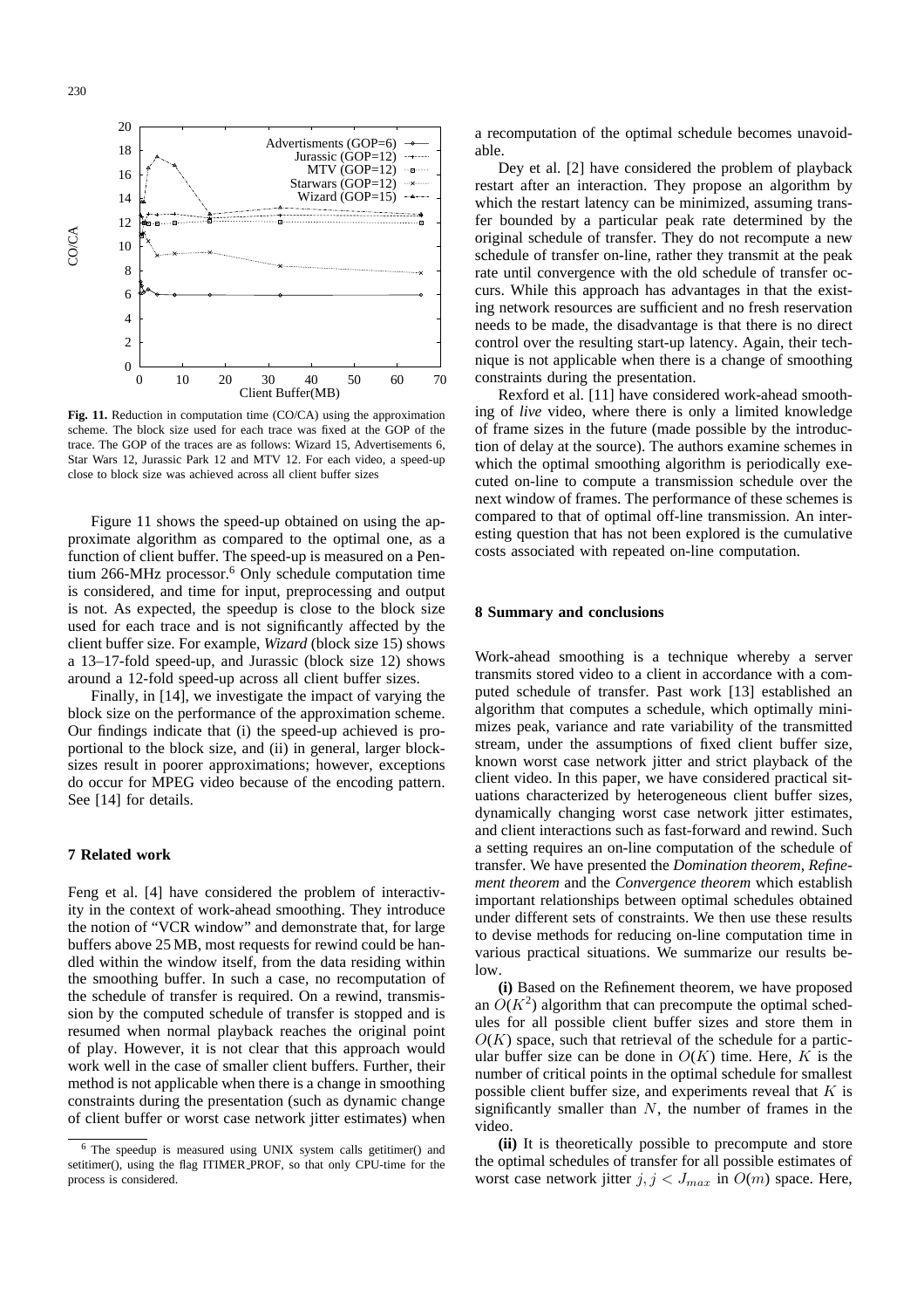20
18
16
14
12
10
8
6
4
2
0

0 10 20 30 40 50 60 70

Client Buffer(MB)

CO/CA

Advertisments (GOP=6)
Jurassic (GOP=12)
MTV (GOP=12)
Starwars (GOP=12)
Wizard (GOP=15)

**Fig. 11.** Reduction in computation time (CO/CA) using the approximation scheme. The block size used for each trace was fixed at the GOP of the trace. The GOP of the traces are as follows: Wizard 15, Advertisements 6, Star Wars 12, Jurassic Park 12 and MTV 12. For each video, a speed-up close to block size was achieved across all client buffer sizes

Figure 11 shows the speed-up obtained on using the approximate algorithm as compared to the optimal one, as a function of client buffer. The speed-up is measured on a Pentium 266-MHz processor.[6] Only schedule computation time is considered, and time for input, preprocessing and output is not. As expected, the speedup is close to the block size used for each trace and is not significantly affected by the client buffer size. For example, *Wizard* (block size 15) shows a 13–17-fold speed-up, and Jurassic (block size 12) shows around a 12-fold speed-up across all client buffer sizes.

Finally, in [14], we investigate the impact of varying the block size on the performance of the approximation scheme. Our findings indicate that (i) the speed-up achieved is proportional to the block size, and (ii) in general, larger blocksizes result in poorer approximations; however, exceptions do occur for MPEG video because of the encoding pattern. See [14] for details.

## 7 Related work

Feng et al. [4] have considered the problem of interactivity in the context of work-ahead smoothing. They introduce the notion of "VCR window" and demonstrate that, for large buffers above 25 MB, most requests for rewind could be handled within the window itself, from the data residing within the smoothing buffer. In such a case, no recomputation of the schedule of transfer is required. On a rewind, transmission by the computed schedule of transfer is stopped and is resumed when normal playback reaches the original point of play. However, it is not clear that this approach would work well in the case of smaller client buffers. Further, their method is not applicable when there is a change in smoothing constraints during the presentation (such as dynamic change of client buffer or worst case network jitter estimates) when a recomputation of the optimal schedule becomes unavoidable.

Dey et al. [2] have considered the problem of playback restart after an interaction. They propose an algorithm by which the restart latency can be minimized, assuming transfer bounded by a particular peak rate determined by the original schedule of transfer. They do not recompute a new schedule of transfer on-line, rather they transmit at the peak rate until convergence with the old schedule of transfer occurs. While this approach has advantages in that the existing network resources are sufficient and no fresh reservation needs to be made, the disadvantage is that there is no direct control over the resulting start-up latency. Again, their technique is not applicable when there is a change of smoothing constraints during the presentation.

Rexford et al. [11] have considered work-ahead smoothing of *live* video, where there is only a limited knowledge of frame sizes in the future (made possible by the introduction of delay at the source). The authors examine schemes in which the optimal smoothing algorithm is periodically executed on-line to compute a transmission schedule over the next window of frames. The performance of these schemes is compared to that of optimal off-line transmission. An interesting question that has not been explored is the cumulative costs associated with repeated on-line computation.

## 8 Summary and conclusions

Work-ahead smoothing is a technique whereby a server transmits stored video to a client in accordance with a computed schedule of transfer. Past work [13] established an algorithm that computes a schedule, which optimally minimizes peak, variance and rate variability of the transmitted stream, under the assumptions of fixed client buffer size, known worst case network jitter and strict playback of the client video. In this paper, we have considered practical situations characterized by heterogeneous client buffer sizes, dynamically changing worst case network jitter estimates, and client interactions such as fast-forward and rewind. Such a setting requires an on-line computation of the schedule of transfer. We have presented the *Domination theorem*, *Refinement theorem* and the *Convergence theorem* which establish important relationships between optimal schedules obtained under different sets of constraints. We then use these results to devise methods for reducing on-line computation time in various practical situations. We summarize our results below.

**(i)** Based on the Refinement theorem, we have proposed an $O(K^2)$ algorithm that can precompute the optimal schedules for all possible client buffer sizes and store them in $O(K)$ space, such that retrieval of the schedule for a particular buffer size can be done in $O(K)$ time. Here, $K$ is the number of critical points in the optimal schedule for smallest possible client buffer size, and experiments reveal that $K$ is significantly smaller than $N$, the number of frames in the video.

**(ii)** It is theoretically possible to precompute and store the optimal schedules of transfer for all possible estimates of worst case network jitter $j, j < J_{max}$ in $O(m)$ space. Here,

[6] The speedup is measured using UNIX system calls getitimer() and setitimer(), using the flag ITIMER_PROF, so that only CPU-time for the process is considered.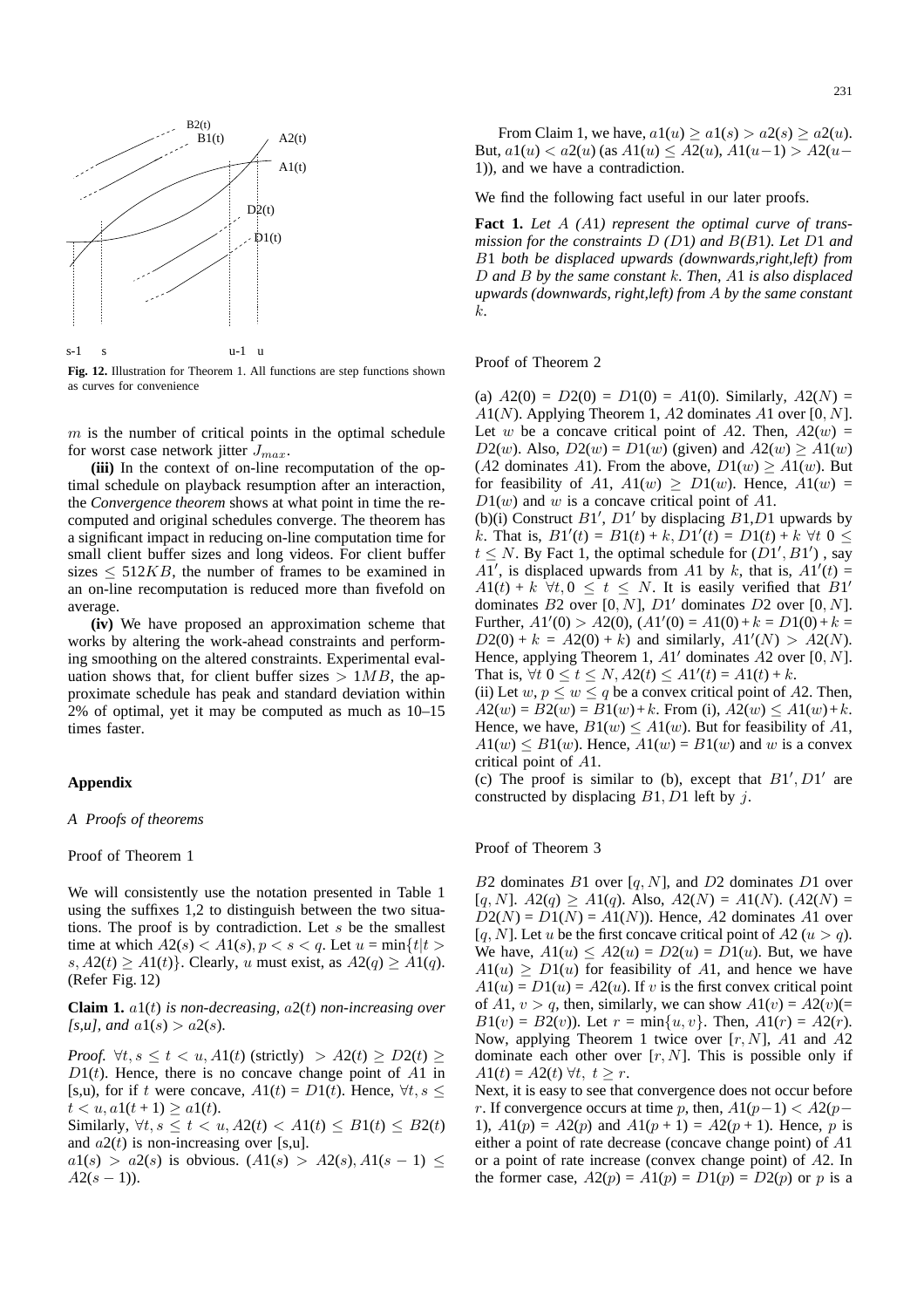Fig. 12. Illustration for Theorem 1. All functions are step functions shown as curves for convenience

$m$ is the number of critical points in the optimal schedule for worst case network jitter $J_{max}$.

**(iii)** In the context of on-line recomputation of the optimal schedule on playback resumption after an interaction, the *Convergence theorem* shows at what point in time the recomputed and original schedules converge. The theorem has a significant impact in reducing on-line computation time for small client buffer sizes and long videos. For client buffer sizes $\leq 512KB$, the number of frames to be examined in an on-line recomputation is reduced more than fivefold on average.

**(iv)** We have proposed an approximation scheme that works by altering the work-ahead constraints and performing smoothing on the altered constraints. Experimental evaluation shows that, for client buffer sizes $> 1MB$, the approximate schedule has peak and standard deviation within 2% of optimal, yet it may be computed as much as 10–15 times faster.

## Appendix

### *A Proofs of theorems*

Proof of Theorem 1

We will consistently use the notation presented in Table 1 using the suffixes 1,2 to distinguish between the two situations. The proof is by contradiction. Let $s$ be the smallest time at which $A2(s) < A1(s), p < s < q$. Let $u = \min\{t | t > s, A2(t) \geq A1(t)\}$. Clearly, $u$ must exist, as $A2(q) \geq A1(q)$. (Refer Fig. 12)

**Claim 1.** *$a1(t)$ is non-decreasing, $a2(t)$ non-increasing over [s,u], and $a1(s) > a2(s)$.*

*Proof.* $\forall t, s \leq t < u, A1(t)$ (strictly) $> A2(t) \geq D2(t) \geq D1(t)$. Hence, there is no concave change point of $A1$ in [s,u), for if $t$ were concave, $A1(t) = D1(t)$. Hence, $\forall t, s \leq t < u, a1(t+1) \geq a1(t)$.
Similarly, $\forall t, s \leq t < u, A2(t) < A1(t) \leq B1(t) \leq B2(t)$ and $a2(t)$ is non-increasing over [s,u].
$a1(s) > a2(s)$ is obvious. $(A1(s) > A2(s), A1(s-1) \leq A2(s-1))$.

From Claim 1, we have, $a1(u) \geq a1(s) > a2(s) \geq a2(u)$. But, $a1(u) < a2(u)$ (as $A1(u) \leq A2(u)$, $A1(u-1) > A2(u-1)$), and we have a contradiction.

We find the following fact useful in our later proofs.

**Fact 1.** *Let $A$ ($A1$) represent the optimal curve of transmission for the constraints $D$ ($D1$) and $B$($B1$). Let $D1$ and $B1$ both be displaced upwards (downwards,right,left) from $D$ and $B$ by the same constant $k$. Then, $A1$ is also displaced upwards (downwards, right,left) from $A$ by the same constant $k$.*

Proof of Theorem 2

(a) $A2(0) = D2(0) = D1(0) = A1(0)$. Similarly, $A2(N) = A1(N)$. Applying Theorem 1, $A2$ dominates $A1$ over $[0,N]$. Let $w$ be a concave critical point of $A2$. Then, $A2(w) = D2(w)$. Also, $D2(w) = D1(w)$ (given) and $A2(w) \geq A1(w)$ ($A2$ dominates $A1$). From the above, $D1(w) \geq A1(w)$. But for feasibility of $A1$, $A1(w) \geq D1(w)$. Hence, $A1(w) = D1(w)$ and $w$ is a concave critical point of $A1$.
(b)(i) Construct $B1'$, $D1'$ by displacing $B1$,$D1$ upwards by $k$. That is, $B1'(t) = B1(t) + k, D1'(t) = D1(t) + k \; \forall t \; 0 \leq t \leq N$. By Fact 1, the optimal schedule for $(D1', B1')$, say $A1'$, is displaced upwards from $A1$ by $k$, that is, $A1'(t) = A1(t) + k \; \forall t, 0 \leq t \leq N$. It is easily verified that $B1'$ dominates $B2$ over $[0,N]$, $D1'$ dominates $D2$ over $[0,N]$. Further, $A1'(0) > A2(0)$, $(A1'(0) = A1(0) + k = D1(0) + k = D2(0) + k = A2(0) + k)$ and similarly, $A1'(N) > A2(N)$. Hence, applying Theorem 1, $A1'$ dominates $A2$ over $[0,N]$. That is, $\forall t \; 0 \leq t \leq N, A2(t) \leq A1'(t) = A1(t) + k$.
(ii) Let $w$, $p \leq w \leq q$ be a convex critical point of $A2$. Then, $A2(w) = B2(w) = B1(w) + k$. From (i), $A2(w) \leq A1(w) + k$. Hence, we have, $B1(w) \leq A1(w)$. But for feasibility of $A1$, $A1(w) \leq B1(w)$. Hence, $A1(w) = B1(w)$ and $w$ is a convex critical point of $A1$.
(c) The proof is similar to (b), except that $B1', D1'$ are constructed by displacing $B1, D1$ left by $j$.

Proof of Theorem 3

$B2$ dominates $B1$ over $[q,N]$, and $D2$ dominates $D1$ over $[q,N]$. $A2(q) \geq A1(q)$. Also, $A2(N) = A1(N)$. $(A2(N) = D2(N) = D1(N) = A1(N))$. Hence, $A2$ dominates $A1$ over $[q,N]$. Let $u$ be the first concave critical point of $A2$ $(u > q)$. We have, $A1(u) \leq A2(u) = D2(u) = D1(u)$. But, we have $A1(u) \geq D1(u)$ for feasibility of $A1$, and hence we have $A1(u) = D1(u) = A2(u)$. If $v$ is the first convex critical point of $A1$, $v > q$, then, similarly, we can show $A1(v) = A2(v)$(= $B1(v) = B2(v)$). Let $r = \min\{u,v\}$. Then, $A1(r) = A2(r)$. Now, applying Theorem 1 twice over $[r,N]$, $A1$ and $A2$ dominate each other over $[r,N]$. This is possible only if $A1(t) = A2(t) \; \forall t, \; t \geq r$.
Next, it is easy to see that convergence does not occur before $r$. If convergence occurs at time $p$, then, $A1(p-1) < A2(p-1)$, $A1(p) = A2(p)$ and $A1(p+1) = A2(p+1)$. Hence, $p$ is either a point of rate decrease (concave change point) of $A1$ or a point of rate increase (convex change point) of $A2$. In the former case, $A2(p) = A1(p) = D1(p) = D2(p)$ or $p$ is a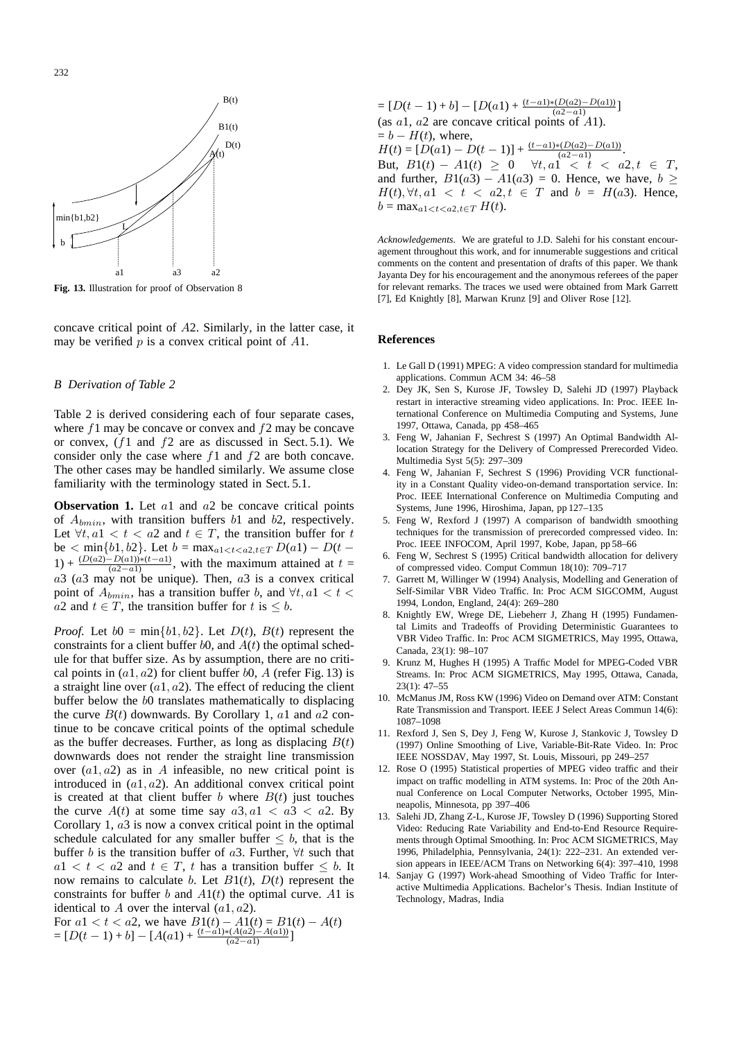**Fig. 13.** Illustration for proof of Observation 8

concave critical point of $A2$. Similarly, in the latter case, it may be verified $p$ is a convex critical point of $A1$.

### B Derivation of Table 2

Table 2 is derived considering each of four separate cases, where $f1$ may be concave or convex and $f2$ may be concave or convex, ($f1$ and $f2$ are as discussed in Sect. 5.1). We consider only the case where $f1$ and $f2$ are both concave. The other cases may be handled similarly. We assume close familiarity with the terminology stated in Sect. 5.1.

**Observation 1.** Let $a1$ and $a2$ be concave critical points of $A_{bmin}$, with transition buffers $b1$ and $b2$, respectively. Let $\forall t, a1 < t < a2$ and $t \in T$, the transition buffer for $t$ be $< \min\{b1, b2\}$. Let $b = \max_{a1<t<a2, t\in T} D(a1) - D(t-1) + \frac{(D(a2)-D(a1))*(t-a1)}{(a2-a1)}$, with the maximum attained at $t = a3$ ($a3$ may not be unique). Then, $a3$ is a convex critical point of $A_{bmin}$, has a transition buffer $b$, and $\forall t, a1 < t < a2$ and $t \in T$, the transition buffer for $t$ is $\leq b$.

*Proof.* Let $b0 = \min\{b1, b2\}$. Let $D(t)$, $B(t)$ represent the constraints for a client buffer $b0$, and $A(t)$ the optimal schedule for that buffer size. As by assumption, there are no critical points in $(a1, a2)$ for client buffer $b0$, $A$ (refer Fig. 13) is a straight line over $(a1, a2)$. The effect of reducing the client buffer below the $b0$ translates mathematically to displacing the curve $B(t)$ downwards. By Corollary 1, $a1$ and $a2$ continue to be concave critical points of the optimal schedule as the buffer decreases. Further, as long as displacing $B(t)$ downwards does not render the straight line transmission over $(a1, a2)$ as in $A$ infeasible, no new critical point is introduced in $(a1, a2)$. An additional convex critical point is created at that client buffer $b$ where $B(t)$ just touches the curve $A(t)$ at some time say $a3, a1 < a3 < a2$. By Corollary 1, $a3$ is now a convex critical point in the optimal schedule calculated for any smaller buffer $\leq b$, that is the buffer $b$ is the transition buffer of $a3$. Further, $\forall t$ such that $a1 < t < a2$ and $t \in T$, $t$ has a transition buffer $\leq b$. It now remains to calculate $b$. Let $B1(t)$, $D(t)$ represent the constraints for buffer $b$ and $A1(t)$ the optimal curve. $A1$ is identical to $A$ over the interval $(a1, a2)$.

For $a1 < t < a2$, we have $B1(t) - A1(t) = B1(t) - A(t)$
$= [D(t-1) + b] - [A(a1) + \frac{(t-a1)*(A(a2)-A(a1))}{(a2-a1)}]$
$= [D(t-1) + b] - [D(a1) + \frac{(t-a1)*(D(a2)-D(a1))}{(a2-a1)}]$
(as $a1$, $a2$ are concave critical points of $A1$).
$= b - H(t)$, where,
$H(t) = [D(a1) - D(t-1)] + \frac{(t-a1)*(D(a2)-D(a1))}{(a2-a1)}$.
But, $B1(t) - A1(t) \geq 0 \quad \forall t, a1 < t < a2, t \in T$, and further, $B1(a3) - A1(a3) = 0$. Hence, we have, $b \geq H(t), \forall t, a1 < t < a2, t \in T$ and $b = H(a3)$. Hence, $b = \max_{a1<t<a2, t\in T} H(t)$.

*Acknowledgements.* We are grateful to J.D. Salehi for his constant encouragement throughout this work, and for innumerable suggestions and critical comments on the content and presentation of drafts of this paper. We thank Jayanta Dey for his encouragement and the anonymous referees of the paper for relevant remarks. The traces we used were obtained from Mark Garrett [7], Ed Knightly [8], Marwan Krunz [9] and Oliver Rose [12].

## References

1. Le Gall D (1991) MPEG: A video compression standard for multimedia applications. Commun ACM 34: 46–58
2. Dey JK, Sen S, Kurose JF, Towsley D, Salehi JD (1997) Playback restart in interactive streaming video applications. In: Proc. IEEE International Conference on Multimedia Computing and Systems, June 1997, Ottawa, Canada, pp 458–465
3. Feng W, Jahanian F, Sechrest S (1997) An Optimal Bandwidth Allocation Strategy for the Delivery of Compressed Prerecorded Video. Multimedia Syst 5(5): 297–309
4. Feng W, Jahanian F, Sechrest S (1996) Providing VCR functionality in a Constant Quality video-on-demand transportation service. In: Proc. IEEE International Conference on Multimedia Computing and Systems, June 1996, Hiroshima, Japan, pp 127–135
5. Feng W, Rexford J (1997) A comparison of bandwidth smoothing techniques for the transmission of prerecorded compressed video. In: Proc. IEEE INFOCOM, April 1997, Kobe, Japan, pp 58–66
6. Feng W, Sechrest S (1995) Critical bandwidth allocation for delivery of compressed video. Comput Commun 18(10): 709–717
7. Garrett M, Willinger W (1994) Analysis, Modelling and Generation of Self-Similar VBR Video Traffic. In: Proc ACM SIGCOMM, August 1994, London, England, 24(4): 269–280
8. Knightly EW, Wrege DE, Liebeherr J, Zhang H (1995) Fundamental Limits and Tradeoffs of Providing Deterministic Guarantees to VBR Video Traffic. In: Proc ACM SIGMETRICS, May 1995, Ottawa, Canada, 23(1): 98–107
9. Krunz M, Hughes H (1995) A Traffic Model for MPEG-Coded VBR Streams. In: Proc ACM SIGMETRICS, May 1995, Ottawa, Canada, 23(1): 47–55
10. McManus JM, Ross KW (1996) Video on Demand over ATM: Constant Rate Transmission and Transport. IEEE J Select Areas Commun 14(6): 1087–1098
11. Rexford J, Sen S, Dey J, Feng W, Kurose J, Stankovic J, Towsley D (1997) Online Smoothing of Live, Variable-Bit-Rate Video. In: Proc IEEE NOSSDAV, May 1997, St. Louis, Missouri, pp 249–257
12. Rose O (1995) Statistical properties of MPEG video traffic and their impact on traffic modelling in ATM systems. In: Proc of the 20th Annual Conference on Local Computer Networks, October 1995, Minneapolis, Minnesota, pp 397–406
13. Salehi JD, Zhang Z-L, Kurose JF, Towsley D (1996) Supporting Stored Video: Reducing Rate Variability and End-to-End Resource Requirements through Optimal Smoothing. In: Proc ACM SIGMETRICS, May 1996, Philadelphia, Pennsylvania, 24(1): 222–231. An extended version appears in IEEE/ACM Trans on Networking 6(4): 397–410, 1998
14. Sanjay G (1997) Work-ahead Smoothing of Video Traffic for Interactive Multimedia Applications. Bachelor's Thesis. Indian Institute of Technology, Madras, India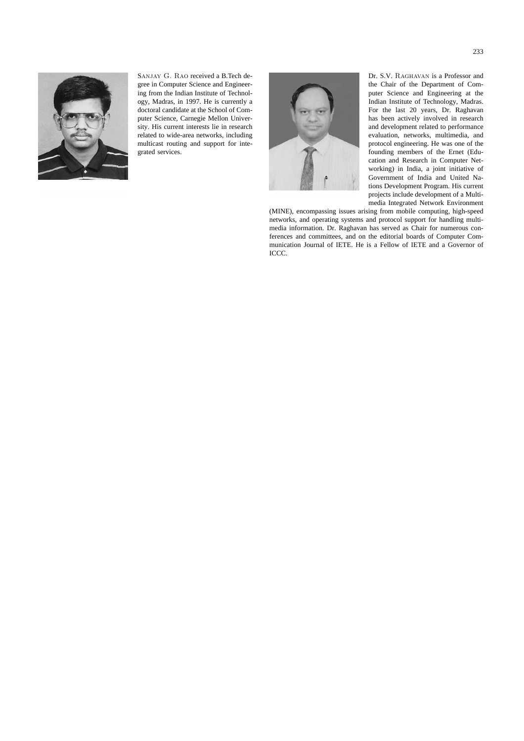SANJAY G. RAO received a B.Tech degree in Computer Science and Engineering from the Indian Institute of Technology, Madras, in 1997. He is currently a doctoral candidate at the School of Computer Science, Carnegie Mellon University. His current interests lie in research related to wide-area networks, including multicast routing and support for integrated services.

Dr. S.V. RAGHAVAN is a Professor and the Chair of the Department of Computer Science and Engineering at the Indian Institute of Technology, Madras. For the last 20 years, Dr. Raghavan has been actively involved in research and development related to performance evaluation, networks, multimedia, and protocol engineering. He was one of the founding members of the Ernet (Education and Research in Computer Networking) in India, a joint initiative of Government of India and United Nations Development Program. His current projects include development of a Multimedia Integrated Network Environment (MINE), encompassing issues arising from mobile computing, high-speed networks, and operating systems and protocol support for handling multimedia information. Dr. Raghavan has served as Chair for numerous conferences and committees, and on the editorial boards of Computer Communication Journal of IETE. He is a Fellow of IETE and a Governor of ICCC.